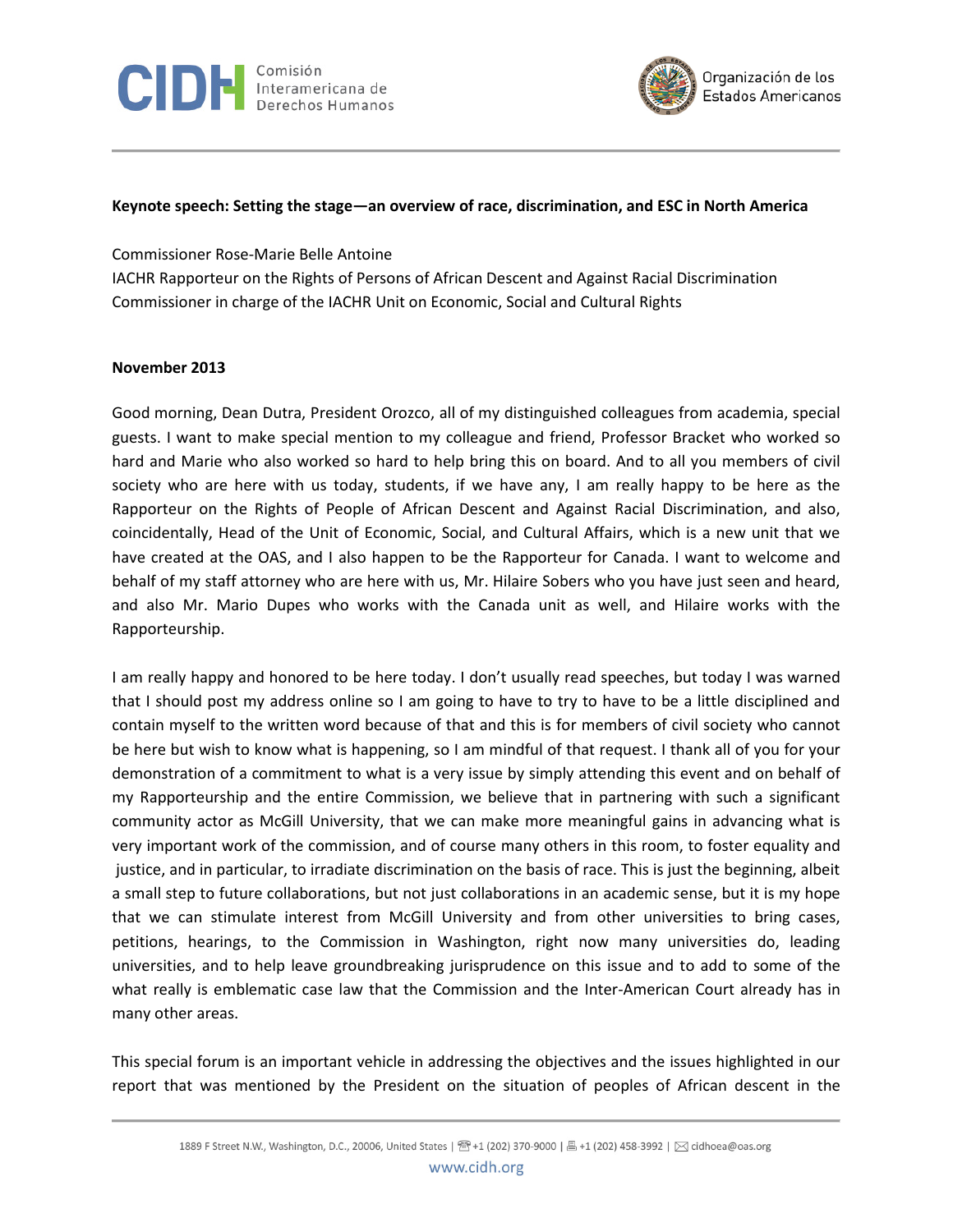**Keynote speech: Setting the stage—an overview of race, discrimination, and ESC in North America**

Commissioner Rose-Marie Belle Antoine
IACHR Rapporteur on the Rights of Persons of African Descent and Against Racial Discrimination
Commissioner in charge of the IACHR Unit on Economic, Social and Cultural Rights

**November 2013**

Good morning, Dean Dutra, President Orozco, all of my distinguished colleagues from academia, special guests. I want to make special mention to my colleague and friend, Professor Bracket who worked so hard and Marie who also worked so hard to help bring this on board. And to all you members of civil society who are here with us today, students, if we have any, I am really happy to be here as the Rapporteur on the Rights of People of African Descent and Against Racial Discrimination, and also, coincidentally, Head of the Unit of Economic, Social, and Cultural Affairs, which is a new unit that we have created at the OAS, and I also happen to be the Rapporteur for Canada. I want to welcome and behalf of my staff attorney who are here with us, Mr. Hilaire Sobers who you have just seen and heard, and also Mr. Mario Dupes who works with the Canada unit as well, and Hilaire works with the Rapporteurship.

I am really happy and honored to be here today. I don't usually read speeches, but today I was warned that I should post my address online so I am going to have to try to have to be a little disciplined and contain myself to the written word because of that and this is for members of civil society who cannot be here but wish to know what is happening, so I am mindful of that request. I thank all of you for your demonstration of a commitment to what is a very issue by simply attending this event and on behalf of my Rapporteurship and the entire Commission, we believe that in partnering with such a significant community actor as McGill University, that we can make more meaningful gains in advancing what is very important work of the commission, and of course many others in this room, to foster equality and justice, and in particular, to irradiate discrimination on the basis of race. This is just the beginning, albeit a small step to future collaborations, but not just collaborations in an academic sense, but it is my hope that we can stimulate interest from McGill University and from other universities to bring cases, petitions, hearings, to the Commission in Washington, right now many universities do, leading universities, and to help leave groundbreaking jurisprudence on this issue and to add to some of the what really is emblematic case law that the Commission and the Inter-American Court already has in many other areas.

This special forum is an important vehicle in addressing the objectives and the issues highlighted in our report that was mentioned by the President on the situation of peoples of African descent in the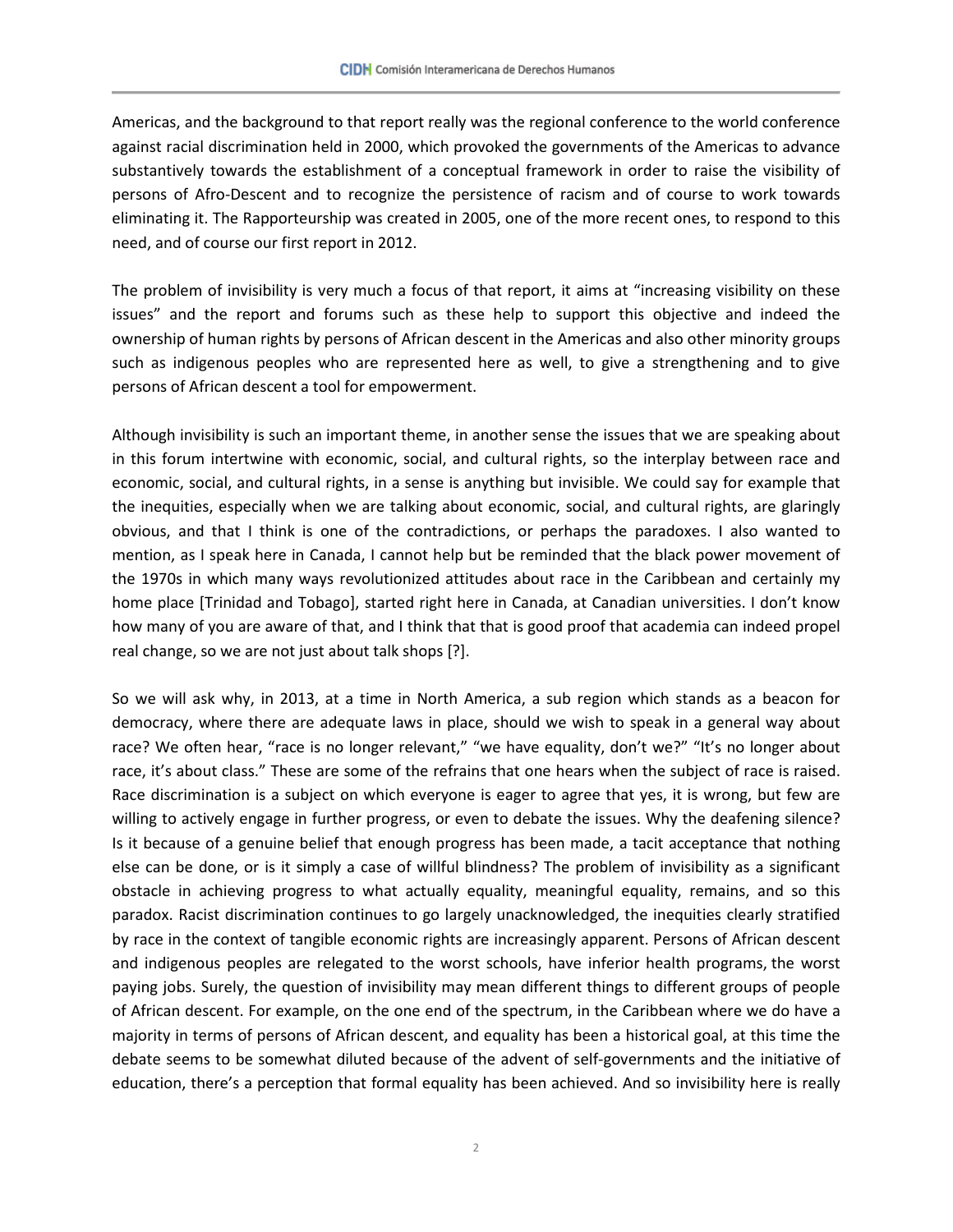Americas, and the background to that report really was the regional conference to the world conference against racial discrimination held in 2000, which provoked the governments of the Americas to advance substantively towards the establishment of a conceptual framework in order to raise the visibility of persons of Afro-Descent and to recognize the persistence of racism and of course to work towards eliminating it. The Rapporteurship was created in 2005, one of the more recent ones, to respond to this need, and of course our first report in 2012.

The problem of invisibility is very much a focus of that report, it aims at "increasing visibility on these issues" and the report and forums such as these help to support this objective and indeed the ownership of human rights by persons of African descent in the Americas and also other minority groups such as indigenous peoples who are represented here as well, to give a strengthening and to give persons of African descent a tool for empowerment.

Although invisibility is such an important theme, in another sense the issues that we are speaking about in this forum intertwine with economic, social, and cultural rights, so the interplay between race and economic, social, and cultural rights, in a sense is anything but invisible. We could say for example that the inequities, especially when we are talking about economic, social, and cultural rights, are glaringly obvious, and that I think is one of the contradictions, or perhaps the paradoxes. I also wanted to mention, as I speak here in Canada, I cannot help but be reminded that the black power movement of the 1970s in which many ways revolutionized attitudes about race in the Caribbean and certainly my home place [Trinidad and Tobago], started right here in Canada, at Canadian universities. I don't know how many of you are aware of that, and I think that that is good proof that academia can indeed propel real change, so we are not just about talk shops [?].

So we will ask why, in 2013, at a time in North America, a sub region which stands as a beacon for democracy, where there are adequate laws in place, should we wish to speak in a general way about race? We often hear, "race is no longer relevant," "we have equality, don't we?" "It's no longer about race, it's about class." These are some of the refrains that one hears when the subject of race is raised. Race discrimination is a subject on which everyone is eager to agree that yes, it is wrong, but few are willing to actively engage in further progress, or even to debate the issues. Why the deafening silence? Is it because of a genuine belief that enough progress has been made, a tacit acceptance that nothing else can be done, or is it simply a case of willful blindness? The problem of invisibility as a significant obstacle in achieving progress to what actually equality, meaningful equality, remains, and so this paradox. Racist discrimination continues to go largely unacknowledged, the inequities clearly stratified by race in the context of tangible economic rights are increasingly apparent. Persons of African descent and indigenous peoples are relegated to the worst schools, have inferior health programs, the worst paying jobs. Surely, the question of invisibility may mean different things to different groups of people of African descent. For example, on the one end of the spectrum, in the Caribbean where we do have a majority in terms of persons of African descent, and equality has been a historical goal, at this time the debate seems to be somewhat diluted because of the advent of self-governments and the initiative of education, there's a perception that formal equality has been achieved. And so invisibility here is really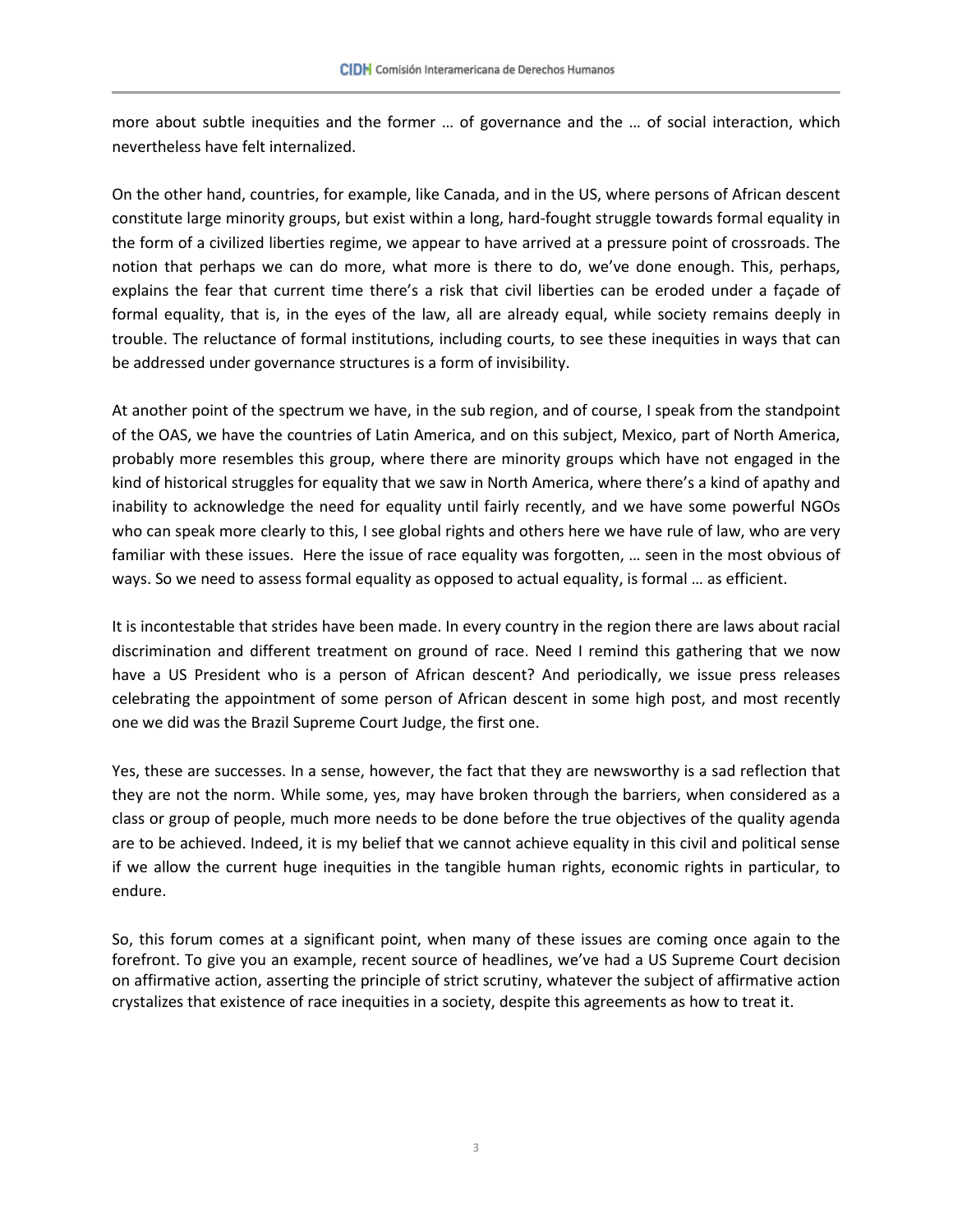more about subtle inequities and the former … of governance and the … of social interaction, which nevertheless have felt internalized.

On the other hand, countries, for example, like Canada, and in the US, where persons of African descent constitute large minority groups, but exist within a long, hard-fought struggle towards formal equality in the form of a civilized liberties regime, we appear to have arrived at a pressure point of crossroads. The notion that perhaps we can do more, what more is there to do, we've done enough. This, perhaps, explains the fear that current time there's a risk that civil liberties can be eroded under a façade of formal equality, that is, in the eyes of the law, all are already equal, while society remains deeply in trouble. The reluctance of formal institutions, including courts, to see these inequities in ways that can be addressed under governance structures is a form of invisibility.

At another point of the spectrum we have, in the sub region, and of course, I speak from the standpoint of the OAS, we have the countries of Latin America, and on this subject, Mexico, part of North America, probably more resembles this group, where there are minority groups which have not engaged in the kind of historical struggles for equality that we saw in North America, where there's a kind of apathy and inability to acknowledge the need for equality until fairly recently, and we have some powerful NGOs who can speak more clearly to this, I see global rights and others here we have rule of law, who are very familiar with these issues. Here the issue of race equality was forgotten, … seen in the most obvious of ways. So we need to assess formal equality as opposed to actual equality, is formal … as efficient.

It is incontestable that strides have been made. In every country in the region there are laws about racial discrimination and different treatment on ground of race. Need I remind this gathering that we now have a US President who is a person of African descent? And periodically, we issue press releases celebrating the appointment of some person of African descent in some high post, and most recently one we did was the Brazil Supreme Court Judge, the first one.

Yes, these are successes. In a sense, however, the fact that they are newsworthy is a sad reflection that they are not the norm. While some, yes, may have broken through the barriers, when considered as a class or group of people, much more needs to be done before the true objectives of the quality agenda are to be achieved. Indeed, it is my belief that we cannot achieve equality in this civil and political sense if we allow the current huge inequities in the tangible human rights, economic rights in particular, to endure.

So, this forum comes at a significant point, when many of these issues are coming once again to the forefront. To give you an example, recent source of headlines, we've had a US Supreme Court decision on affirmative action, asserting the principle of strict scrutiny, whatever the subject of affirmative action crystalizes that existence of race inequities in a society, despite this agreements as how to treat it.